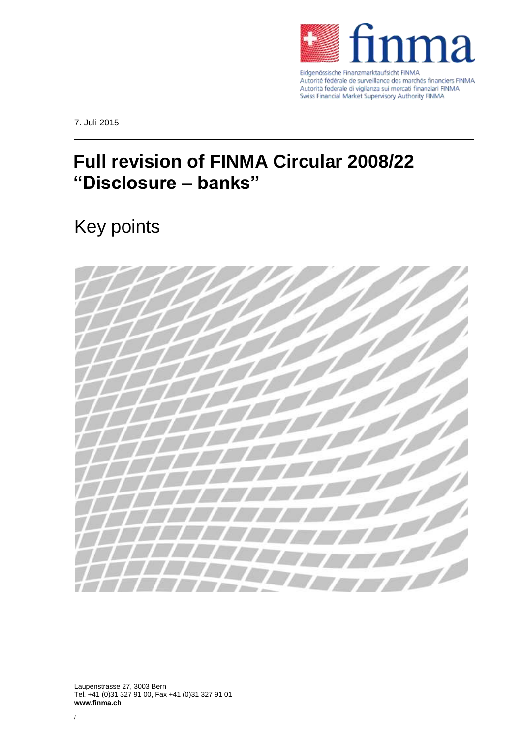Eidgenössische Finanzmarktaufsicht FINMA
Autorité fédérale de surveillance des marchés financiers FINMA
Autorità federale di vigilanza sui mercati finanziari FINMA
Swiss Financial Market Supervisory Authority FINMA

7. Juli 2015

# Full revision of FINMA Circular 2008/22 "Disclosure – banks"

## Key points

Laupenstrasse 27, 3003 Bern
Tel. +41 (0)31 327 91 00, Fax +41 (0)31 327 91 01
**www.finma.ch**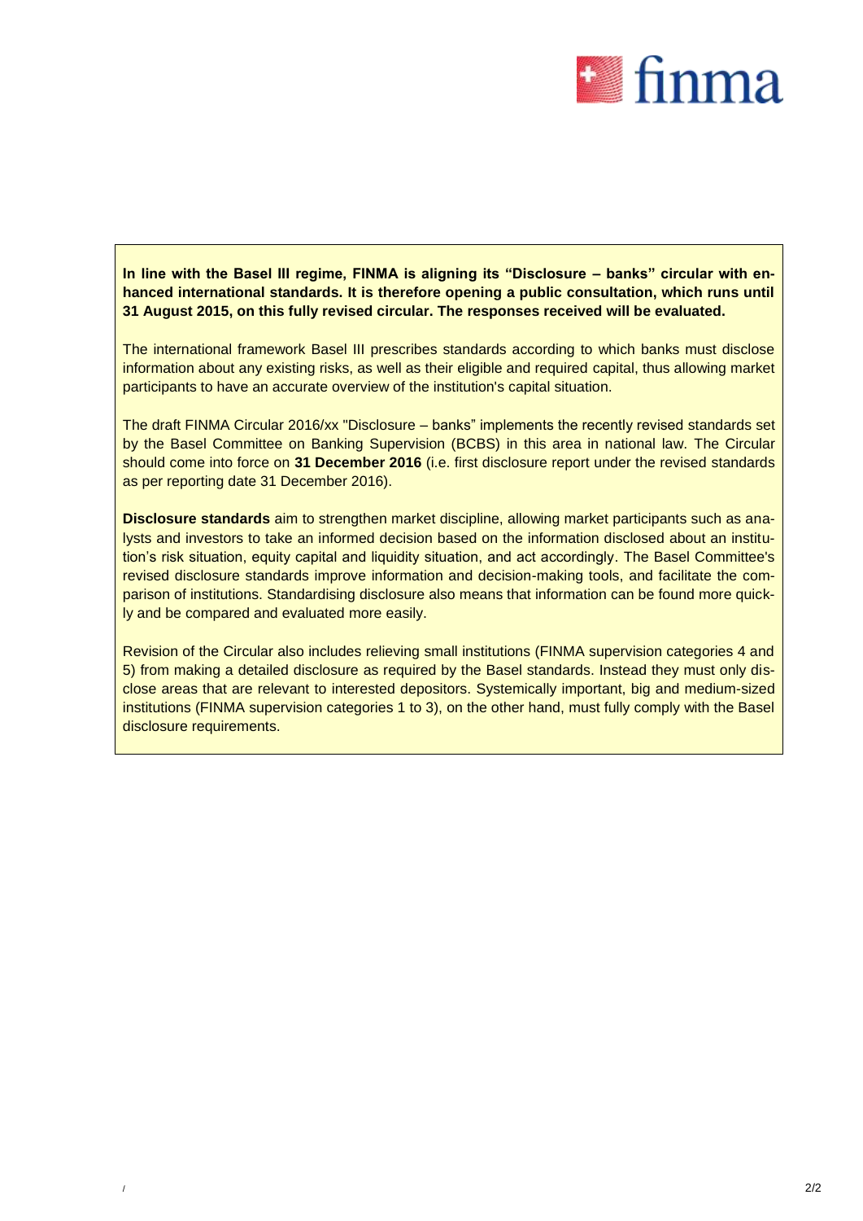**In line with the Basel III regime, FINMA is aligning its "Disclosure – banks" circular with enhanced international standards. It is therefore opening a public consultation, which runs until 31 August 2015, on this fully revised circular. The responses received will be evaluated.**

The international framework Basel III prescribes standards according to which banks must disclose information about any existing risks, as well as their eligible and required capital, thus allowing market participants to have an accurate overview of the institution's capital situation.

The draft FINMA Circular 2016/xx "Disclosure – banks" implements the recently revised standards set by the Basel Committee on Banking Supervision (BCBS) in this area in national law. The Circular should come into force on **31 December 2016** (i.e. first disclosure report under the revised standards as per reporting date 31 December 2016).

**Disclosure standards** aim to strengthen market discipline, allowing market participants such as analysts and investors to take an informed decision based on the information disclosed about an institution's risk situation, equity capital and liquidity situation, and act accordingly. The Basel Committee's revised disclosure standards improve information and decision-making tools, and facilitate the comparison of institutions. Standardising disclosure also means that information can be found more quickly and be compared and evaluated more easily.

Revision of the Circular also includes relieving small institutions (FINMA supervision categories 4 and 5) from making a detailed disclosure as required by the Basel standards. Instead they must only disclose areas that are relevant to interested depositors. Systemically important, big and medium-sized institutions (FINMA supervision categories 1 to 3), on the other hand, must fully comply with the Basel disclosure requirements.